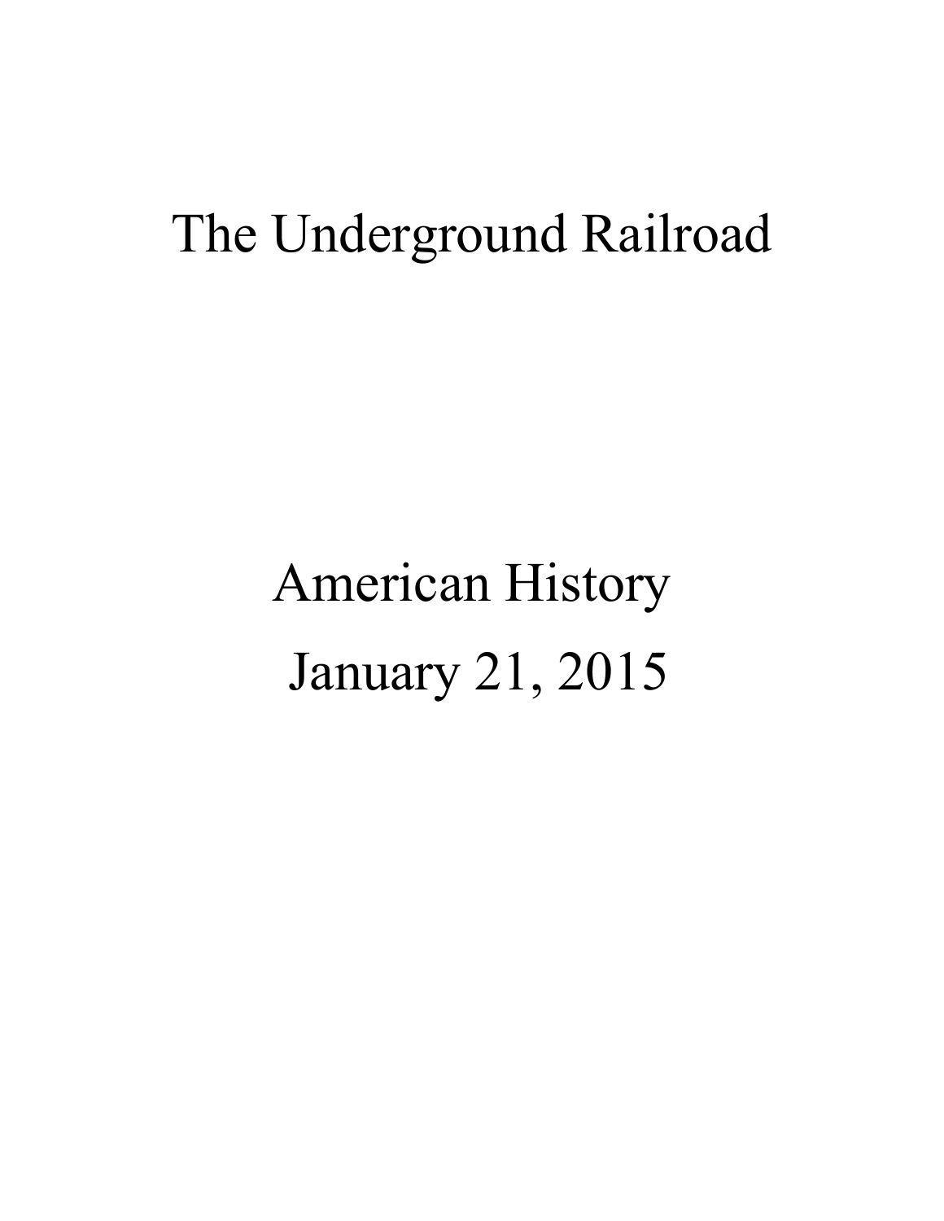# The Underground Railroad

American History

January 21, 2015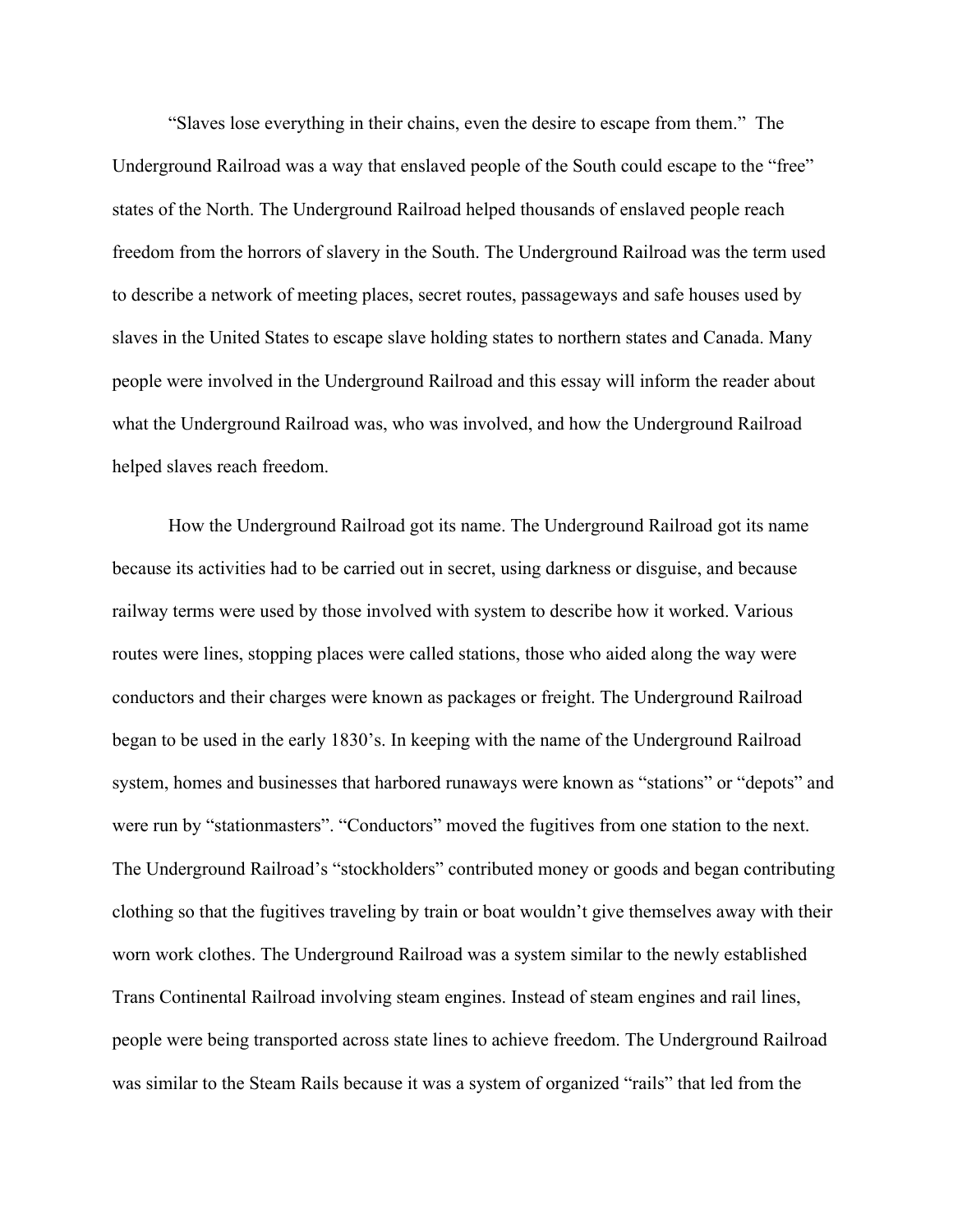"Slaves lose everything in their chains, even the desire to escape from them." The Underground Railroad was a way that enslaved people of the South could escape to the "free" states of the North. The Underground Railroad helped thousands of enslaved people reach freedom from the horrors of slavery in the South. The Underground Railroad was the term used to describe a network of meeting places, secret routes, passageways and safe houses used by slaves in the United States to escape slave holding states to northern states and Canada. Many people were involved in the Underground Railroad and this essay will inform the reader about what the Underground Railroad was, who was involved, and how the Underground Railroad helped slaves reach freedom.

How the Underground Railroad got its name. The Underground Railroad got its name because its activities had to be carried out in secret, using darkness or disguise, and because railway terms were used by those involved with system to describe how it worked. Various routes were lines, stopping places were called stations, those who aided along the way were conductors and their charges were known as packages or freight. The Underground Railroad began to be used in the early 1830's. In keeping with the name of the Underground Railroad system, homes and businesses that harbored runaways were known as "stations" or "depots" and were run by "stationmasters". "Conductors" moved the fugitives from one station to the next. The Underground Railroad's "stockholders" contributed money or goods and began contributing clothing so that the fugitives traveling by train or boat wouldn't give themselves away with their worn work clothes. The Underground Railroad was a system similar to the newly established Trans Continental Railroad involving steam engines. Instead of steam engines and rail lines, people were being transported across state lines to achieve freedom. The Underground Railroad was similar to the Steam Rails because it was a system of organized "rails" that led from the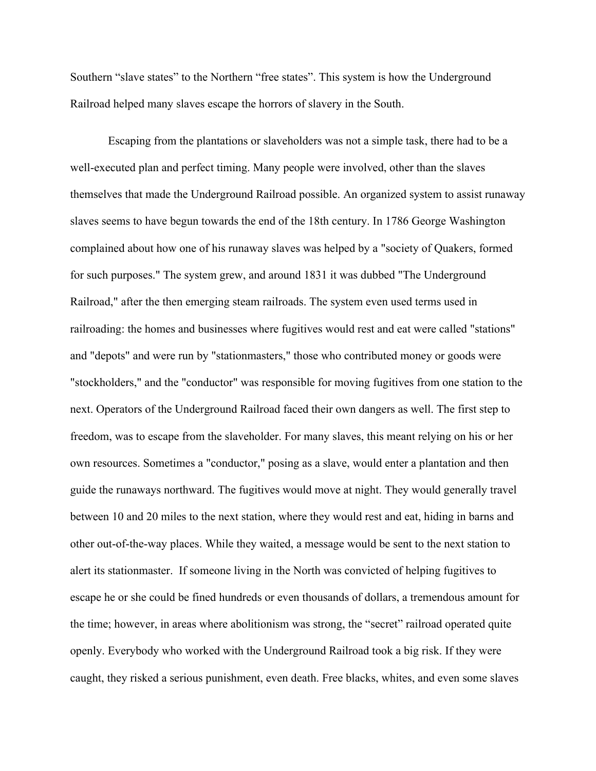Southern “slave states” to the Northern “free states”. This system is how the Underground Railroad helped many slaves escape the horrors of slavery in the South.

Escaping from the plantations or slaveholders was not a simple task, there had to be a well-executed plan and perfect timing. Many people were involved, other than the slaves themselves that made the Underground Railroad possible. An organized system to assist runaway slaves seems to have begun towards the end of the 18th century. In 1786 George Washington complained about how one of his runaway slaves was helped by a "society of Quakers, formed for such purposes." The system grew, and around 1831 it was dubbed "The Underground Railroad," after the then emerging steam railroads. The system even used terms used in railroading: the homes and businesses where fugitives would rest and eat were called "stations" and "depots" and were run by "stationmasters," those who contributed money or goods were "stockholders," and the "conductor" was responsible for moving fugitives from one station to the next. Operators of the Underground Railroad faced their own dangers as well. The first step to freedom, was to escape from the slaveholder. For many slaves, this meant relying on his or her own resources. Sometimes a "conductor," posing as a slave, would enter a plantation and then guide the runaways northward. The fugitives would move at night. They would generally travel between 10 and 20 miles to the next station, where they would rest and eat, hiding in barns and other out-of-the-way places. While they waited, a message would be sent to the next station to alert its stationmaster. If someone living in the North was convicted of helping fugitives to escape he or she could be fined hundreds or even thousands of dollars, a tremendous amount for the time; however, in areas where abolitionism was strong, the “secret” railroad operated quite openly. Everybody who worked with the Underground Railroad took a big risk. If they were caught, they risked a serious punishment, even death. Free blacks, whites, and even some slaves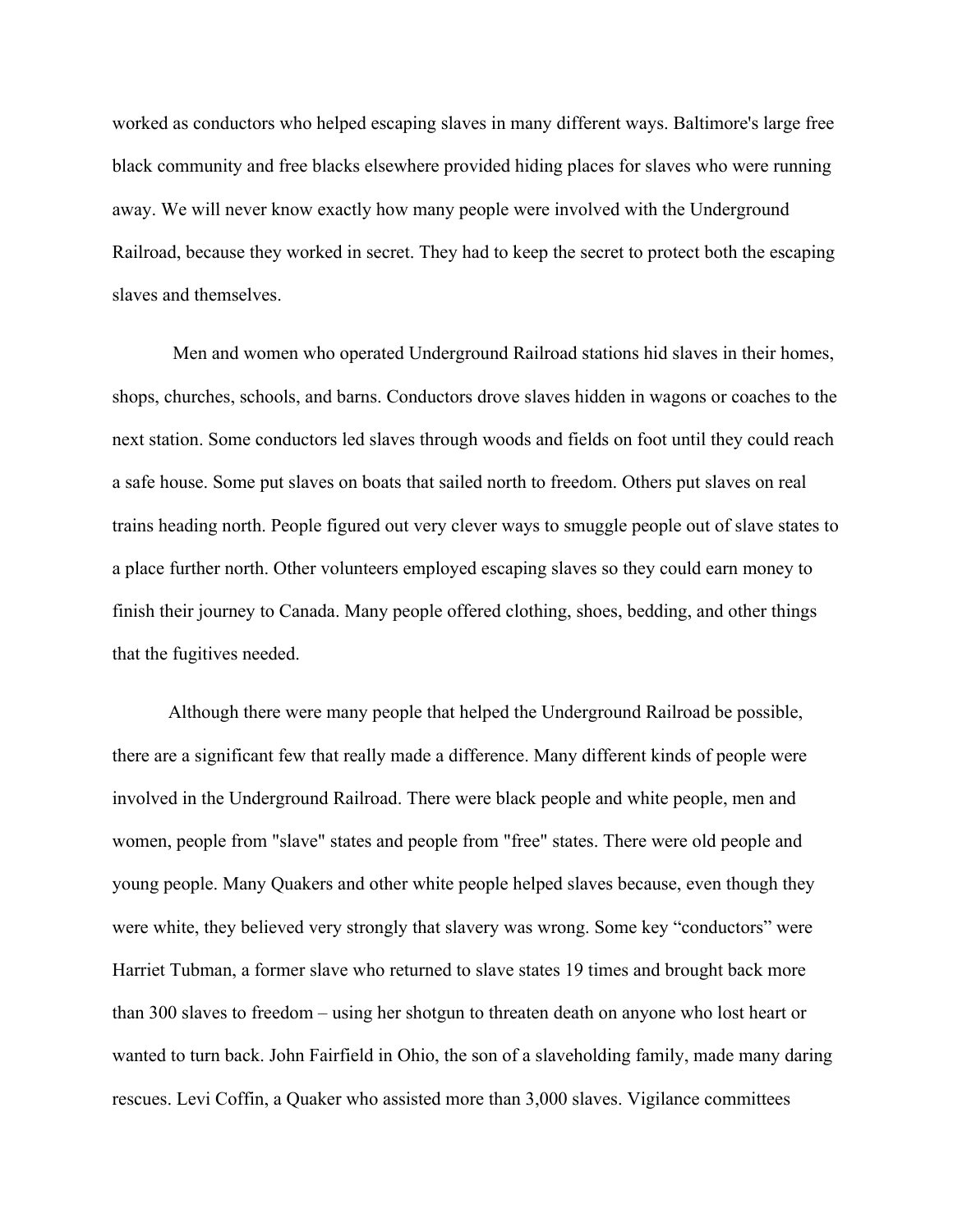worked as conductors who helped escaping slaves in many different ways. Baltimore's large free black community and free blacks elsewhere provided hiding places for slaves who were running away. We will never know exactly how many people were involved with the Underground Railroad, because they worked in secret. They had to keep the secret to protect both the escaping slaves and themselves.

Men and women who operated Underground Railroad stations hid slaves in their homes, shops, churches, schools, and barns. Conductors drove slaves hidden in wagons or coaches to the next station. Some conductors led slaves through woods and fields on foot until they could reach a safe house. Some put slaves on boats that sailed north to freedom. Others put slaves on real trains heading north. People figured out very clever ways to smuggle people out of slave states to a place further north. Other volunteers employed escaping slaves so they could earn money to finish their journey to Canada. Many people offered clothing, shoes, bedding, and other things that the fugitives needed.

Although there were many people that helped the Underground Railroad be possible, there are a significant few that really made a difference. Many different kinds of people were involved in the Underground Railroad. There were black people and white people, men and women, people from "slave" states and people from "free" states. There were old people and young people. Many Quakers and other white people helped slaves because, even though they were white, they believed very strongly that slavery was wrong. Some key “conductors” were Harriet Tubman, a former slave who returned to slave states 19 times and brought back more than 300 slaves to freedom – using her shotgun to threaten death on anyone who lost heart or wanted to turn back. John Fairfield in Ohio, the son of a slaveholding family, made many daring rescues. Levi Coffin, a Quaker who assisted more than 3,000 slaves. Vigilance committees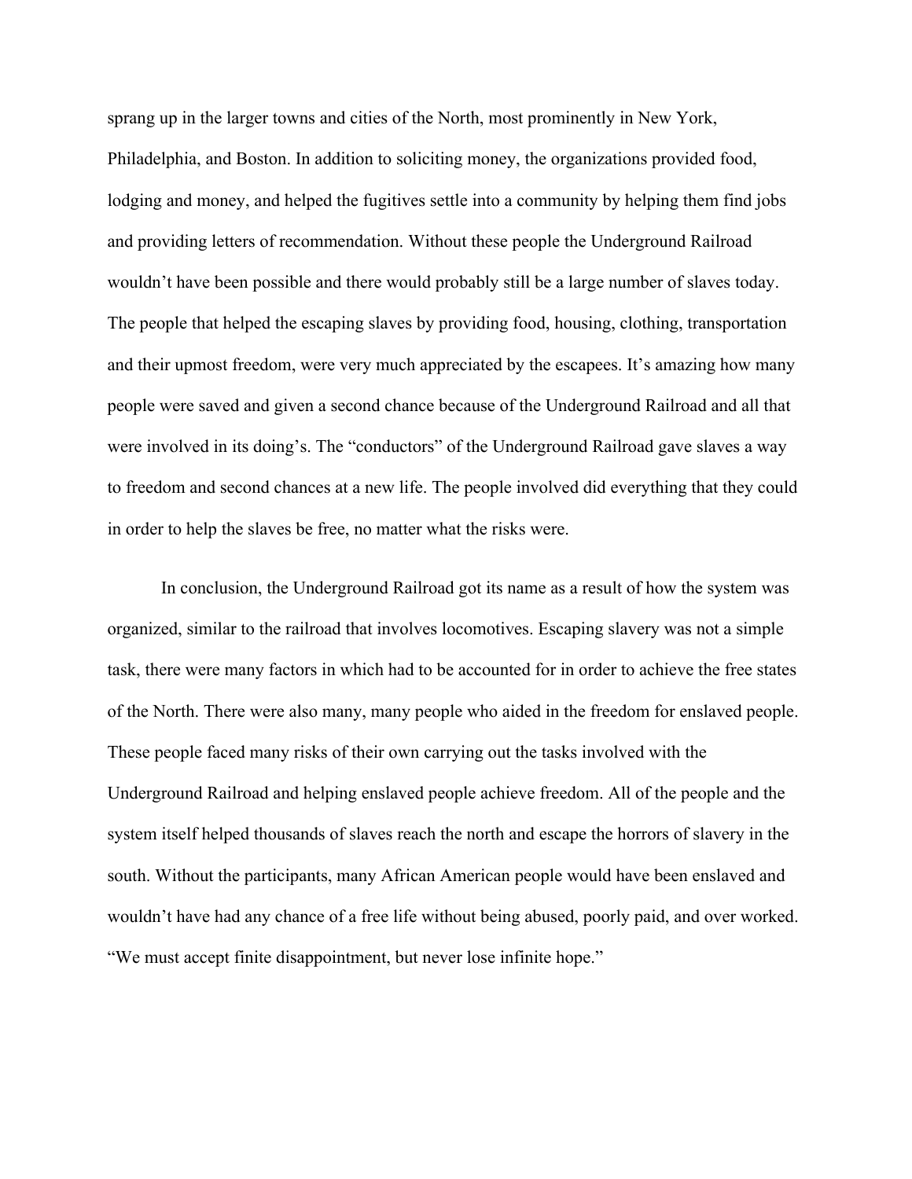sprang up in the larger towns and cities of the North, most prominently in New York, Philadelphia, and Boston. In addition to soliciting money, the organizations provided food, lodging and money, and helped the fugitives settle into a community by helping them find jobs and providing letters of recommendation. Without these people the Underground Railroad wouldn't have been possible and there would probably still be a large number of slaves today. The people that helped the escaping slaves by providing food, housing, clothing, transportation and their upmost freedom, were very much appreciated by the escapees. It's amazing how many people were saved and given a second chance because of the Underground Railroad and all that were involved in its doing's. The "conductors" of the Underground Railroad gave slaves a way to freedom and second chances at a new life. The people involved did everything that they could in order to help the slaves be free, no matter what the risks were.

In conclusion, the Underground Railroad got its name as a result of how the system was organized, similar to the railroad that involves locomotives. Escaping slavery was not a simple task, there were many factors in which had to be accounted for in order to achieve the free states of the North. There were also many, many people who aided in the freedom for enslaved people. These people faced many risks of their own carrying out the tasks involved with the Underground Railroad and helping enslaved people achieve freedom. All of the people and the system itself helped thousands of slaves reach the north and escape the horrors of slavery in the south. Without the participants, many African American people would have been enslaved and wouldn't have had any chance of a free life without being abused, poorly paid, and over worked. "We must accept finite disappointment, but never lose infinite hope."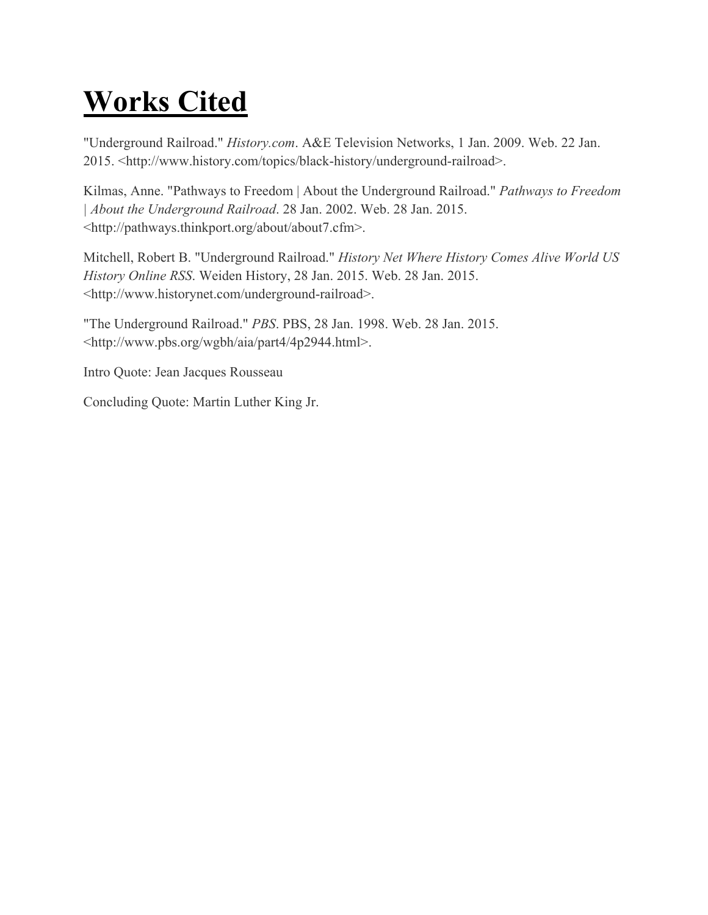# Works Cited

"Underground Railroad." *History.com*. A&E Television Networks, 1 Jan. 2009. Web. 22 Jan. 2015. <http://www.history.com/topics/black-history/underground-railroad>.

Kilmas, Anne. "Pathways to Freedom | About the Underground Railroad." *Pathways to Freedom | About the Underground Railroad*. 28 Jan. 2002. Web. 28 Jan. 2015. <http://pathways.thinkport.org/about/about7.cfm>.

Mitchell, Robert B. "Underground Railroad." *History Net Where History Comes Alive World US History Online RSS*. Weiden History, 28 Jan. 2015. Web. 28 Jan. 2015. <http://www.historynet.com/underground-railroad>.

"The Underground Railroad." *PBS*. PBS, 28 Jan. 1998. Web. 28 Jan. 2015. <http://www.pbs.org/wgbh/aia/part4/4p2944.html>.

Intro Quote: Jean Jacques Rousseau

Concluding Quote: Martin Luther King Jr.